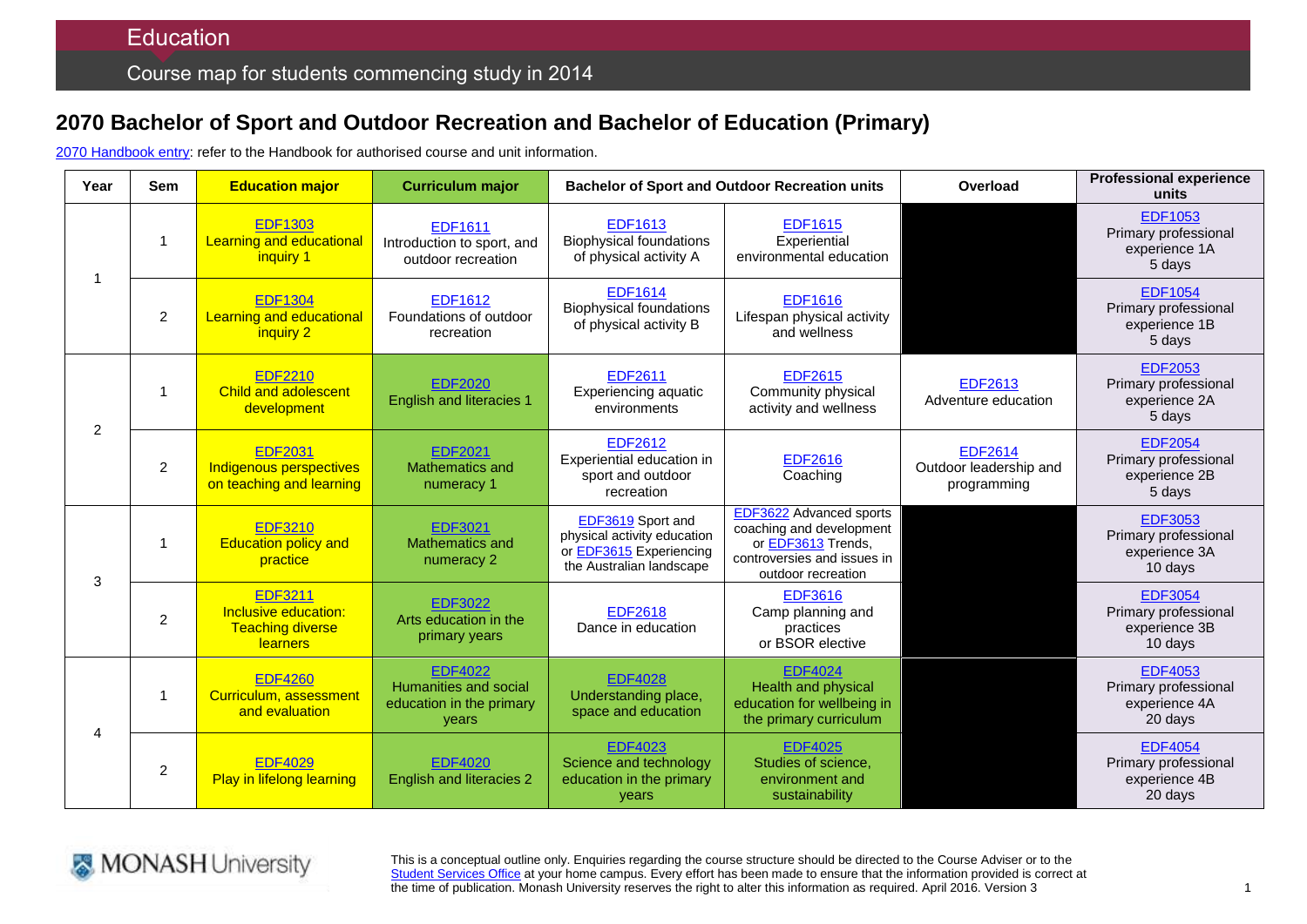# Education

## Course map for students commencing study in 2014

## 2070 Bachelor of Sport and Outdoor Recreation and Bachelor of Education (Primary)

2070 Handbook entry: refer to the Handbook for authorised course and unit information.

| Year | Sem | Education major | Curriculum major | Bachelor of Sport and Outdoor Recreation units | | Overload | Professional experience units |
|---|---|---|---|---|---|---|---|
| 1 | 1 | EDF1303 Learning and educational inquiry 1 | EDF1611 Introduction to sport, and outdoor recreation | EDF1613 Biophysical foundations of physical activity A | EDF1615 Experiential environmental education | | EDF1053 Primary professional experience 1A 5 days |
| | 2 | EDF1304 Learning and educational inquiry 2 | EDF1612 Foundations of outdoor recreation | EDF1614 Biophysical foundations of physical activity B | EDF1616 Lifespan physical activity and wellness | | EDF1054 Primary professional experience 1B 5 days |
| 2 | 1 | EDF2210 Child and adolescent development | EDF2020 English and literacies 1 | EDF2611 Experiencing aquatic environments | EDF2615 Community physical activity and wellness | EDF2613 Adventure education | EDF2053 Primary professional experience 2A 5 days |
| | 2 | EDF2031 Indigenous perspectives on teaching and learning | EDF2021 Mathematics and numeracy 1 | EDF2612 Experiential education in sport and outdoor recreation | EDF2616 Coaching | EDF2614 Outdoor leadership and programming | EDF2054 Primary professional experience 2B 5 days |
| 3 | 1 | EDF3210 Education policy and practice | EDF3021 Mathematics and numeracy 2 | EDF3619 Sport and physical activity education or EDF3615 Experiencing the Australian landscape | EDF3622 Advanced sports coaching and development or EDF3613 Trends, controversies and issues in outdoor recreation | | EDF3053 Primary professional experience 3A 10 days |
| | 2 | EDF3211 Inclusive education: Teaching diverse learners | EDF3022 Arts education in the primary years | EDF2618 Dance in education | EDF3616 Camp planning and practices or BSOR elective | | EDF3054 Primary professional experience 3B 10 days |
| 4 | 1 | EDF4260 Curriculum, assessment and evaluation | EDF4022 Humanities and social education in the primary years | EDF4028 Understanding place, space and education | EDF4024 Health and physical education for wellbeing in the primary curriculum | | EDF4053 Primary professional experience 4A 20 days |
| | 2 | EDF4029 Play in lifelong learning | EDF4020 English and literacies 2 | EDF4023 Science and technology education in the primary years | EDF4025 Studies of science, environment and sustainability | | EDF4054 Primary professional experience 4B 20 days |

MONASH University

This is a conceptual outline only. Enquiries regarding the course structure should be directed to the Course Adviser or to the Student Services Office at your home campus. Every effort has been made to ensure that the information provided is correct at the time of publication. Monash University reserves the right to alter this information as required. April 2016. Version 3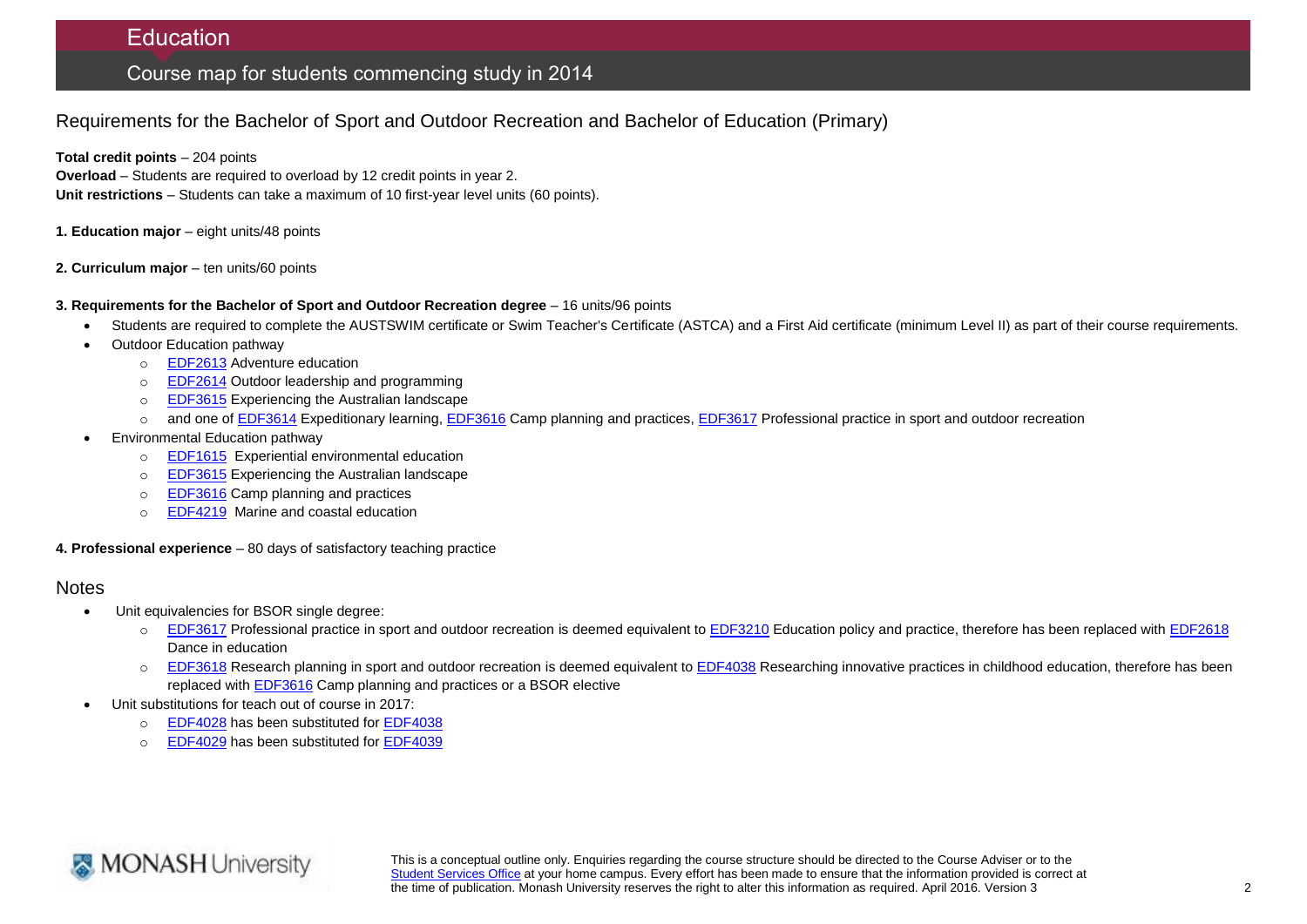# Education

## Course map for students commencing study in 2014

## Requirements for the Bachelor of Sport and Outdoor Recreation and Bachelor of Education (Primary)

**Total credit points** – 204 points
**Overload** – Students are required to overload by 12 credit points in year 2.
**Unit restrictions** – Students can take a maximum of 10 first-year level units (60 points).

**1. Education major** – eight units/48 points

**2. Curriculum major** – ten units/60 points

**3. Requirements for the Bachelor of Sport and Outdoor Recreation degree** – 16 units/96 points

- Students are required to complete the AUSTSWIM certificate or Swim Teacher's Certificate (ASTCA) and a First Aid certificate (minimum Level II) as part of their course requirements.
- Outdoor Education pathway
  - EDF2613 Adventure education
  - EDF2614 Outdoor leadership and programming
  - EDF3615 Experiencing the Australian landscape
  - and one of EDF3614 Expeditionary learning, EDF3616 Camp planning and practices, EDF3617 Professional practice in sport and outdoor recreation
- Environmental Education pathway
  - EDF1615 Experiential environmental education
  - EDF3615 Experiencing the Australian landscape
  - EDF3616 Camp planning and practices
  - EDF4219 Marine and coastal education

**4. Professional experience** – 80 days of satisfactory teaching practice

## Notes

- Unit equivalencies for BSOR single degree:
  - EDF3617 Professional practice in sport and outdoor recreation is deemed equivalent to EDF3210 Education policy and practice, therefore has been replaced with EDF2618 Dance in education
  - EDF3618 Research planning in sport and outdoor recreation is deemed equivalent to EDF4038 Researching innovative practices in childhood education, therefore has been replaced with EDF3616 Camp planning and practices or a BSOR elective
- Unit substitutions for teach out of course in 2017:
  - EDF4028 has been substituted for EDF4038
  - EDF4029 has been substituted for EDF4039

MONASH University

This is a conceptual outline only. Enquiries regarding the course structure should be directed to the Course Adviser or to the Student Services Office at your home campus. Every effort has been made to ensure that the information provided is correct at the time of publication. Monash University reserves the right to alter this information as required. April 2016. Version 3